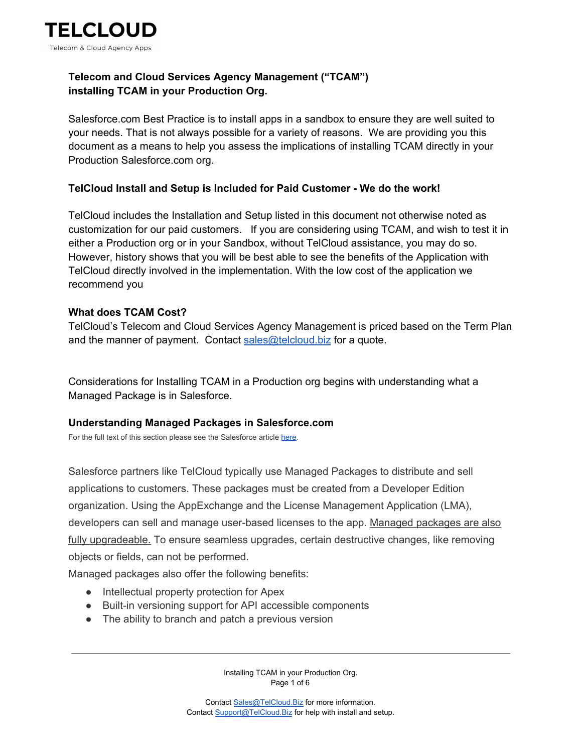**TELCLOUD**
Telecom & Cloud Agency Apps

**Telecom and Cloud Services Agency Management ("TCAM")**
**installing TCAM in your Production Org.**

Salesforce.com Best Practice is to install apps in a sandbox to ensure they are well suited to your needs. That is not always possible for a variety of reasons. We are providing you this document as a means to help you assess the implications of installing TCAM directly in your Production Salesforce.com org.

**TelCloud Install and Setup is Included for Paid Customer - We do the work!**

TelCloud includes the Installation and Setup listed in this document not otherwise noted as customization for our paid customers. If you are considering using TCAM, and wish to test it in either a Production org or in your Sandbox, without TelCloud assistance, you may do so. However, history shows that you will be best able to see the benefits of the Application with TelCloud directly involved in the implementation. With the low cost of the application we recommend you

**What does TCAM Cost?**
TelCloud's Telecom and Cloud Services Agency Management is priced based on the Term Plan and the manner of payment. Contact [sales@telcloud.biz](mailto:sales@telcloud.biz) for a quote.

Considerations for Installing TCAM in a Production org begins with understanding what a Managed Package is in Salesforce.

### Understanding Managed Packages in Salesforce.com

For the full text of this section please see the Salesforce article here.

Salesforce partners like TelCloud typically use Managed Packages to distribute and sell applications to customers. These packages must be created from a Developer Edition organization. Using the AppExchange and the License Management Application (LMA), developers can sell and manage user-based licenses to the app. Managed packages are also fully upgradeable. To ensure seamless upgrades, certain destructive changes, like removing objects or fields, can not be performed.

Managed packages also offer the following benefits:

- Intellectual property protection for Apex
- Built-in versioning support for API accessible components
- The ability to branch and patch a previous version

Contact [Sales@TelCloud.Biz](mailto:Sales@TelCloud.Biz) for more information.
Contact [Support@TelCloud.Biz](mailto:Support@TelCloud.Biz) for help with install and setup.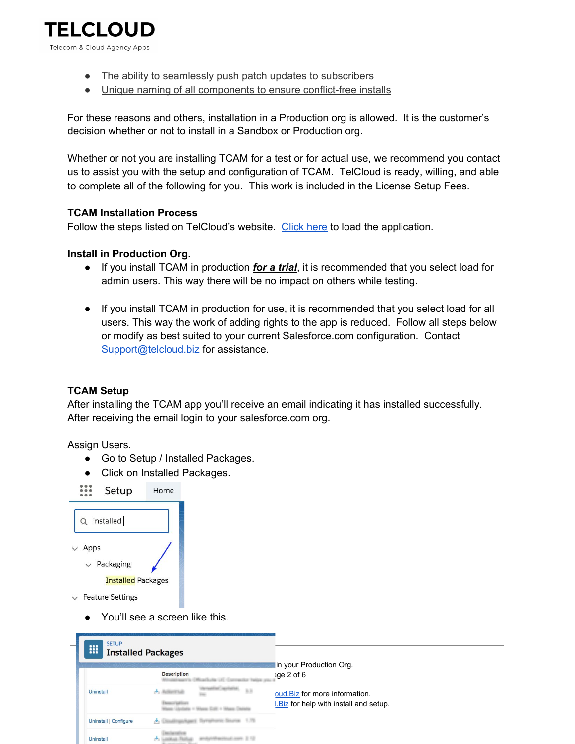- The ability to seamlessly push patch updates to subscribers
- Unique naming of all components to ensure conflict-free installs

For these reasons and others, installation in a Production org is allowed. It is the customer's decision whether or not to install in a Sandbox or Production org.

Whether or not you are installing TCAM for a test or for actual use, we recommend you contact us to assist you with the setup and configuration of TCAM. TelCloud is ready, willing, and able to complete all of the following for you. This work is included in the License Setup Fees.

**TCAM Installation Process**

Follow the steps listed on TelCloud's website. Click here to load the application.

**Install in Production Org.**

- If you install TCAM in production ***for a trial***, it is recommended that you select load for admin users. This way there will be no impact on others while testing.

- If you install TCAM in production for use, it is recommended that you select load for all users. This way the work of adding rights to the app is reduced. Follow all steps below or modify as best suited to your current Salesforce.com configuration. Contact Support@telcloud.biz for assistance.

**TCAM Setup**

After installing the TCAM app you'll receive an email indicating it has installed successfully. After receiving the email login to your salesforce.com org.

Assign Users.

- Go to Setup / Installed Packages.
- Click on Installed Packages.

- You'll see a screen like this.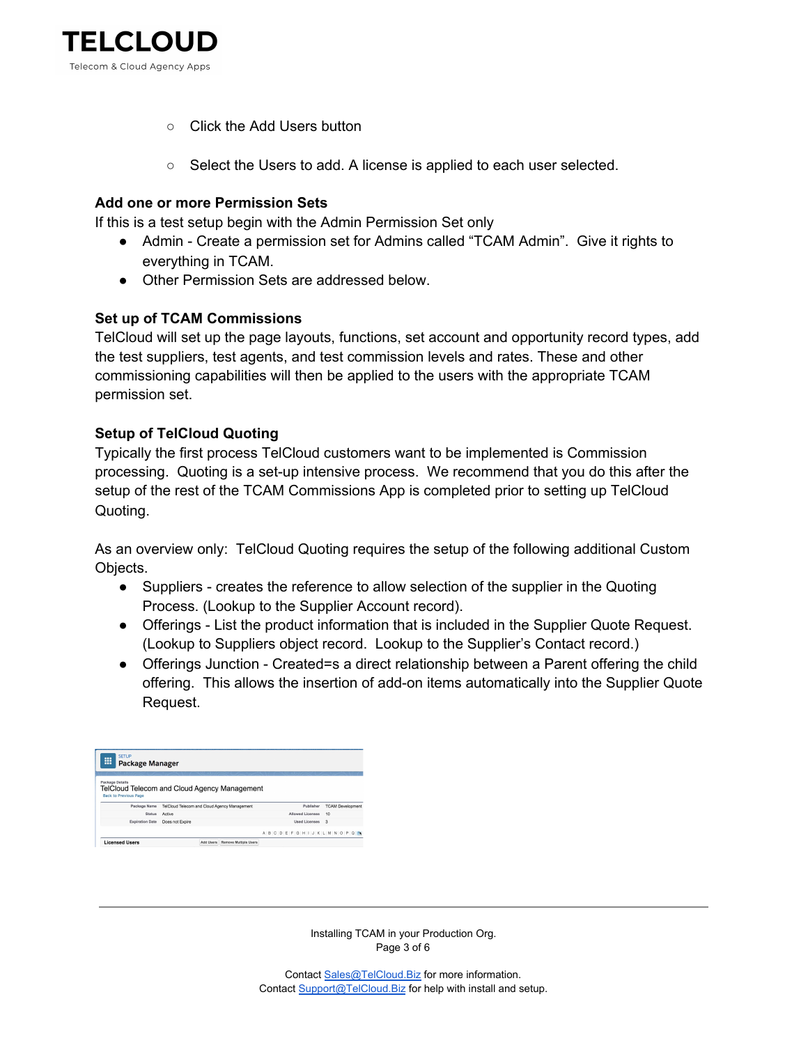- Click the Add Users button
- Select the Users to add. A license is applied to each user selected.

**Add one or more Permission Sets**

If this is a test setup begin with the Admin Permission Set only

- Admin - Create a permission set for Admins called "TCAM Admin". Give it rights to everything in TCAM.
- Other Permission Sets are addressed below.

**Set up of TCAM Commissions**

TelCloud will set up the page layouts, functions, set account and opportunity record types, add the test suppliers, test agents, and test commission levels and rates. These and other commissioning capabilities will then be applied to the users with the appropriate TCAM permission set.

**Setup of TelCloud Quoting**

Typically the first process TelCloud customers want to be implemented is Commission processing. Quoting is a set-up intensive process. We recommend that you do this after the setup of the rest of the TCAM Commissions App is completed prior to setting up TelCloud Quoting.

As an overview only: TelCloud Quoting requires the setup of the following additional Custom Objects.

- Suppliers - creates the reference to allow selection of the supplier in the Quoting Process. (Lookup to the Supplier Account record).
- Offerings - List the product information that is included in the Supplier Quote Request. (Lookup to Suppliers object record. Lookup to the Supplier's Contact record.)
- Offerings Junction - Created=s a direct relationship between a Parent offering the child offering. This allows the insertion of add-on items automatically into the Supplier Quote Request.

Contact Sales@TelCloud.Biz for more information.
Contact Support@TelCloud.Biz for help with install and setup.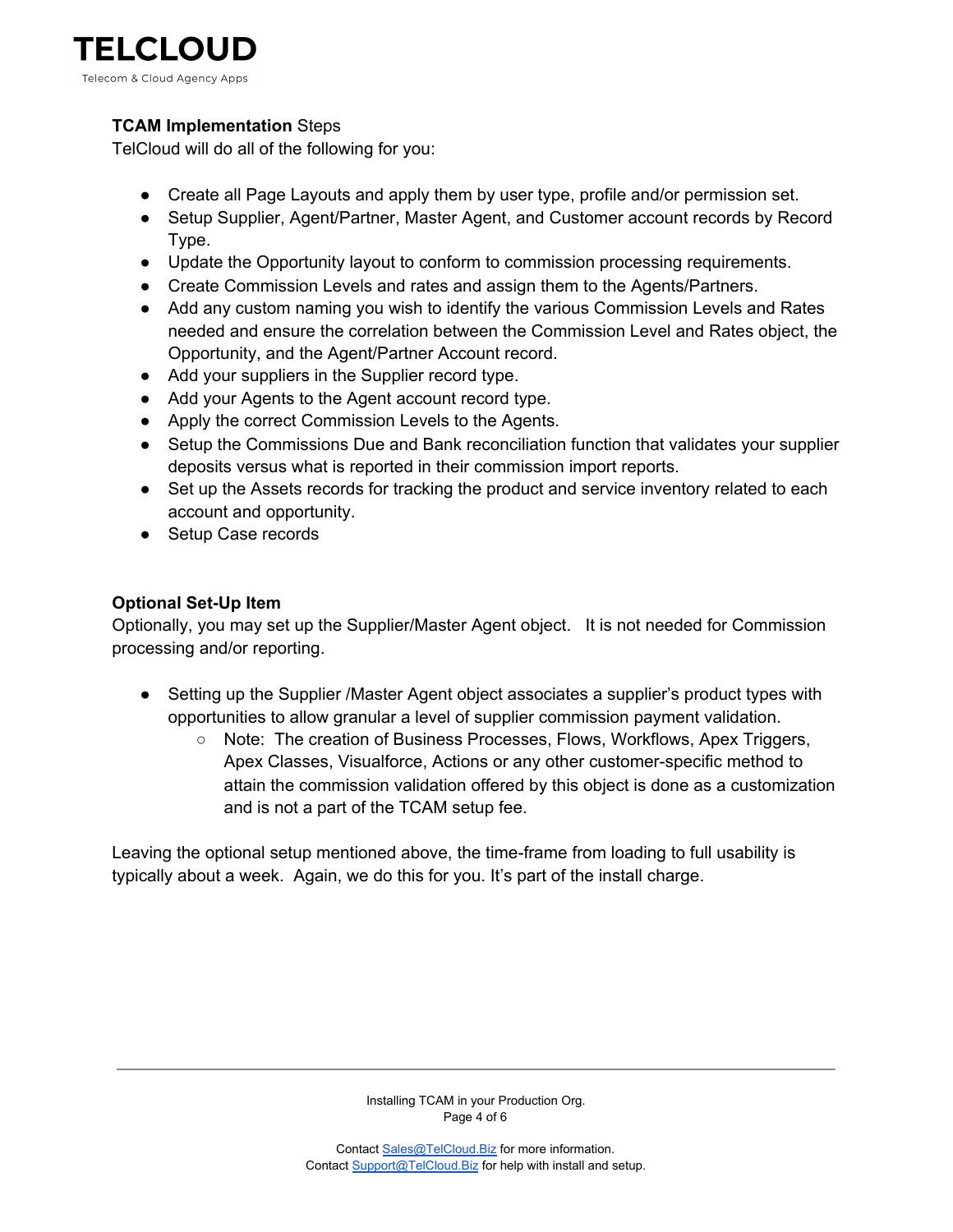**TCAM Implementation** Steps

TelCloud will do all of the following for you:

- Create all Page Layouts and apply them by user type, profile and/or permission set.
- Setup Supplier, Agent/Partner, Master Agent, and Customer account records by Record Type.
- Update the Opportunity layout to conform to commission processing requirements.
- Create Commission Levels and rates and assign them to the Agents/Partners.
- Add any custom naming you wish to identify the various Commission Levels and Rates needed and ensure the correlation between the Commission Level and Rates object, the Opportunity, and the Agent/Partner Account record.
- Add your suppliers in the Supplier record type.
- Add your Agents to the Agent account record type.
- Apply the correct Commission Levels to the Agents.
- Setup the Commissions Due and Bank reconciliation function that validates your supplier deposits versus what is reported in their commission import reports.
- Set up the Assets records for tracking the product and service inventory related to each account and opportunity.
- Setup Case records

**Optional Set-Up Item**

Optionally, you may set up the Supplier/Master Agent object. It is not needed for Commission processing and/or reporting.

- Setting up the Supplier /Master Agent object associates a supplier's product types with opportunities to allow granular a level of supplier commission payment validation.
  - Note: The creation of Business Processes, Flows, Workflows, Apex Triggers, Apex Classes, Visualforce, Actions or any other customer-specific method to attain the commission validation offered by this object is done as a customization and is not a part of the TCAM setup fee.

Leaving the optional setup mentioned above, the time-frame from loading to full usability is typically about a week. Again, we do this for you. It's part of the install charge.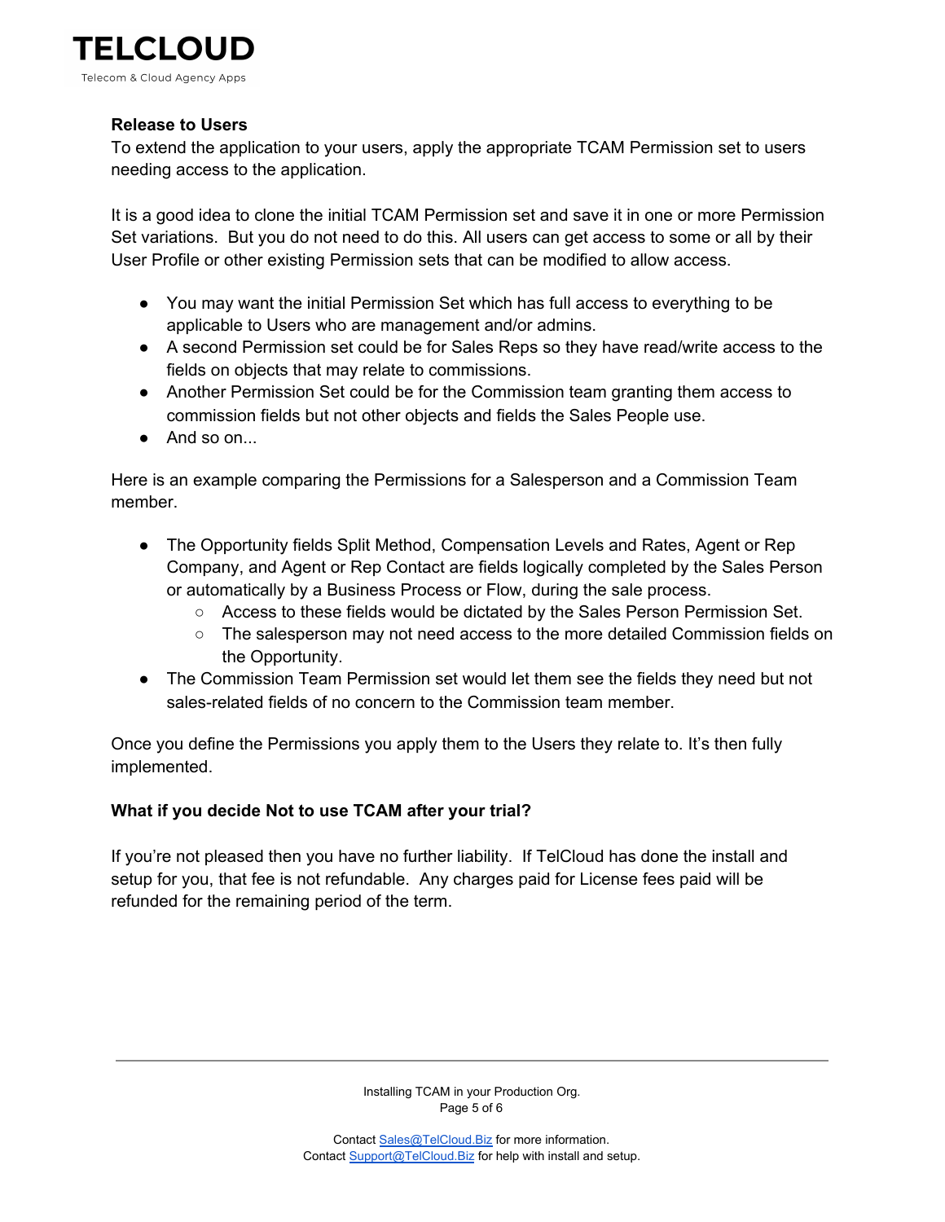**Release to Users**

To extend the application to your users, apply the appropriate TCAM Permission set to users needing access to the application.

It is a good idea to clone the initial TCAM Permission set and save it in one or more Permission Set variations. But you do not need to do this. All users can get access to some or all by their User Profile or other existing Permission sets that can be modified to allow access.

- You may want the initial Permission Set which has full access to everything to be applicable to Users who are management and/or admins.
- A second Permission set could be for Sales Reps so they have read/write access to the fields on objects that may relate to commissions.
- Another Permission Set could be for the Commission team granting them access to commission fields but not other objects and fields the Sales People use.
- And so on...

Here is an example comparing the Permissions for a Salesperson and a Commission Team member.

- The Opportunity fields Split Method, Compensation Levels and Rates, Agent or Rep Company, and Agent or Rep Contact are fields logically completed by the Sales Person or automatically by a Business Process or Flow, during the sale process.
  - Access to these fields would be dictated by the Sales Person Permission Set.
  - The salesperson may not need access to the more detailed Commission fields on the Opportunity.
- The Commission Team Permission set would let them see the fields they need but not sales-related fields of no concern to the Commission team member.

Once you define the Permissions you apply them to the Users they relate to. It's then fully implemented.

**What if you decide Not to use TCAM after your trial?**

If you're not pleased then you have no further liability. If TelCloud has done the install and setup for you, that fee is not refundable. Any charges paid for License fees paid will be refunded for the remaining period of the term.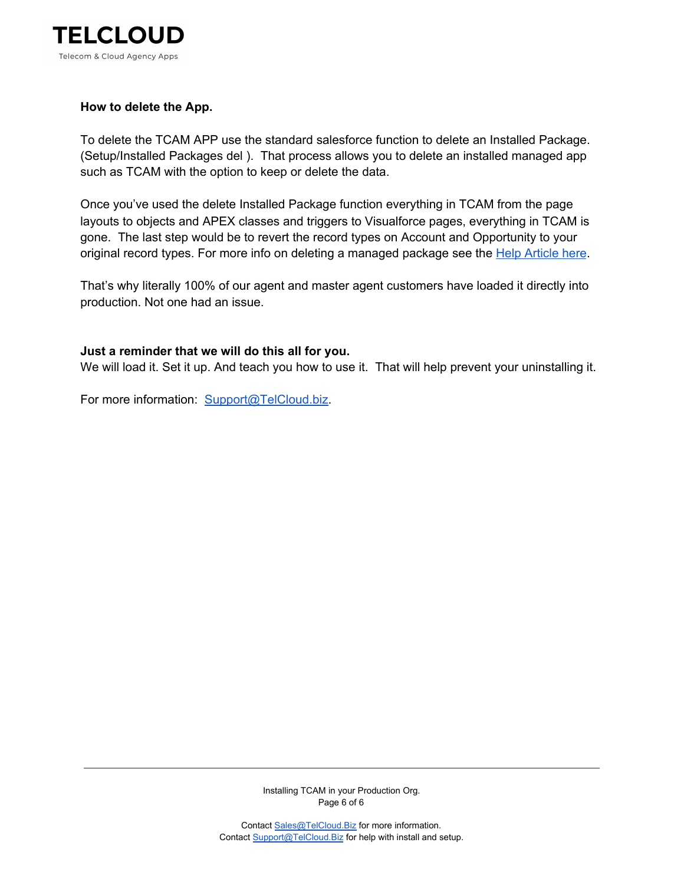**TELCLOUD**

Telecom & Cloud Agency Apps

**How to delete the App.**

To delete the TCAM APP use the standard salesforce function to delete an Installed Package. (Setup/Installed Packages del ). That process allows you to delete an installed managed app such as TCAM with the option to keep or delete the data.

Once you've used the delete Installed Package function everything in TCAM from the page layouts to objects and APEX classes and triggers to Visualforce pages, everything in TCAM is gone. The last step would be to revert the record types on Account and Opportunity to your original record types. For more info on deleting a managed package see the Help Article here.

That's why literally 100% of our agent and master agent customers have loaded it directly into production. Not one had an issue.

**Just a reminder that we will do this all for you.**
We will load it. Set it up. And teach you how to use it. That will help prevent your uninstalling it.

For more information: Support@TelCloud.biz.

Contact Sales@TelCloud.Biz for more information.
Contact Support@TelCloud.Biz for help with install and setup.